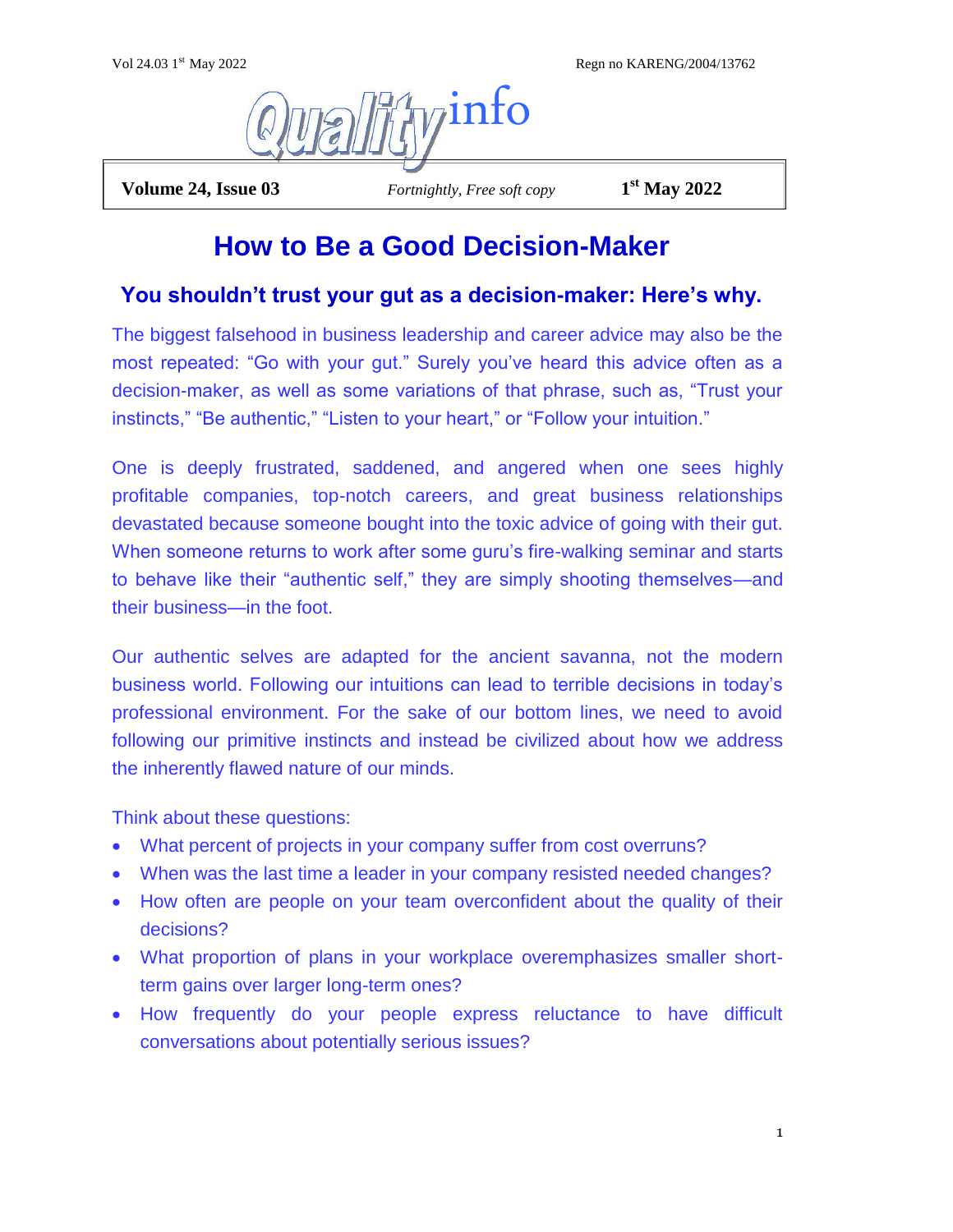# Qualityinfo

**Volume 24, Issue 03** *Fortnightly, Free soft copy* **1st May 2022**

# How to Be a Good Decision-Maker

## You shouldn't trust your gut as a decision-maker: Here's why.

The biggest falsehood in business leadership and career advice may also be the most repeated: "Go with your gut." Surely you've heard this advice often as a decision-maker, as well as some variations of that phrase, such as, "Trust your instincts," "Be authentic," "Listen to your heart," or "Follow your intuition."

One is deeply frustrated, saddened, and angered when one sees highly profitable companies, top-notch careers, and great business relationships devastated because someone bought into the toxic advice of going with their gut. When someone returns to work after some guru's fire-walking seminar and starts to behave like their "authentic self," they are simply shooting themselves—and their business—in the foot.

Our authentic selves are adapted for the ancient savanna, not the modern business world. Following our intuitions can lead to terrible decisions in today's professional environment. For the sake of our bottom lines, we need to avoid following our primitive instincts and instead be civilized about how we address the inherently flawed nature of our minds.

Think about these questions:

- What percent of projects in your company suffer from cost overruns?
- When was the last time a leader in your company resisted needed changes?
- How often are people on your team overconfident about the quality of their decisions?
- What proportion of plans in your workplace overemphasizes smaller short-term gains over larger long-term ones?
- How frequently do your people express reluctance to have difficult conversations about potentially serious issues?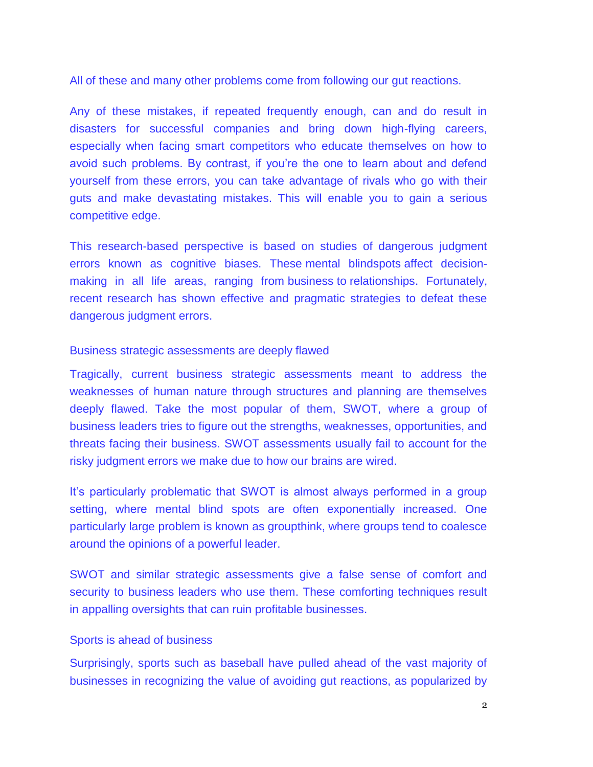All of these and many other problems come from following our gut reactions.

Any of these mistakes, if repeated frequently enough, can and do result in disasters for successful companies and bring down high-flying careers, especially when facing smart competitors who educate themselves on how to avoid such problems. By contrast, if you're the one to learn about and defend yourself from these errors, you can take advantage of rivals who go with their guts and make devastating mistakes. This will enable you to gain a serious competitive edge.

This research-based perspective is based on studies of dangerous judgment errors known as cognitive biases. These mental blindspots affect decision-making in all life areas, ranging from business to relationships. Fortunately, recent research has shown effective and pragmatic strategies to defeat these dangerous judgment errors.

## Business strategic assessments are deeply flawed

Tragically, current business strategic assessments meant to address the weaknesses of human nature through structures and planning are themselves deeply flawed. Take the most popular of them, SWOT, where a group of business leaders tries to figure out the strengths, weaknesses, opportunities, and threats facing their business. SWOT assessments usually fail to account for the risky judgment errors we make due to how our brains are wired.

It's particularly problematic that SWOT is almost always performed in a group setting, where mental blind spots are often exponentially increased. One particularly large problem is known as groupthink, where groups tend to coalesce around the opinions of a powerful leader.

SWOT and similar strategic assessments give a false sense of comfort and security to business leaders who use them. These comforting techniques result in appalling oversights that can ruin profitable businesses.

## Sports is ahead of business

Surprisingly, sports such as baseball have pulled ahead of the vast majority of businesses in recognizing the value of avoiding gut reactions, as popularized by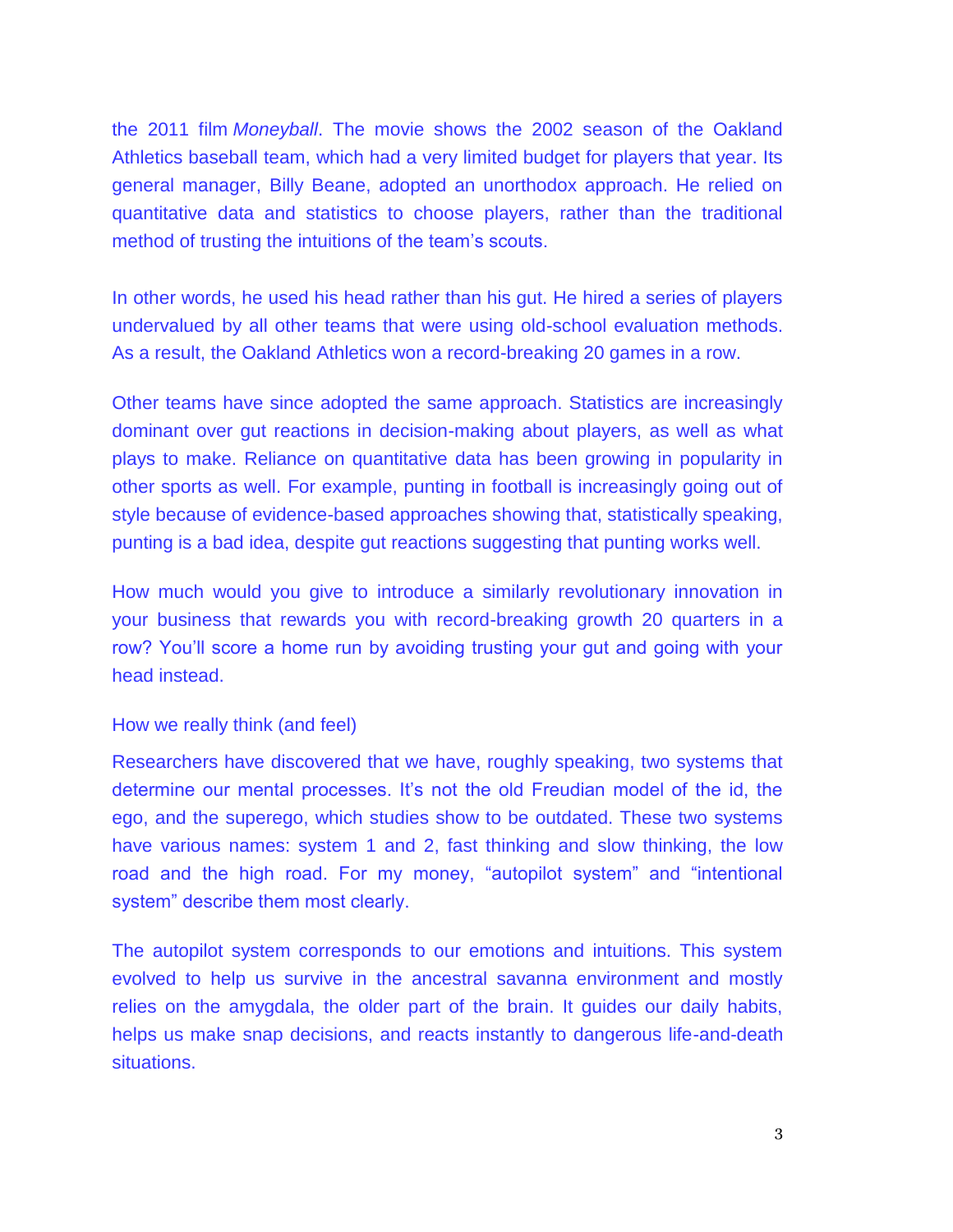the 2011 film *Moneyball*. The movie shows the 2002 season of the Oakland Athletics baseball team, which had a very limited budget for players that year. Its general manager, Billy Beane, adopted an unorthodox approach. He relied on quantitative data and statistics to choose players, rather than the traditional method of trusting the intuitions of the team's scouts.

In other words, he used his head rather than his gut. He hired a series of players undervalued by all other teams that were using old-school evaluation methods. As a result, the Oakland Athletics won a record-breaking 20 games in a row.

Other teams have since adopted the same approach. Statistics are increasingly dominant over gut reactions in decision-making about players, as well as what plays to make. Reliance on quantitative data has been growing in popularity in other sports as well. For example, punting in football is increasingly going out of style because of evidence-based approaches showing that, statistically speaking, punting is a bad idea, despite gut reactions suggesting that punting works well.

How much would you give to introduce a similarly revolutionary innovation in your business that rewards you with record-breaking growth 20 quarters in a row? You'll score a home run by avoiding trusting your gut and going with your head instead.

## How we really think (and feel)

Researchers have discovered that we have, roughly speaking, two systems that determine our mental processes. It's not the old Freudian model of the id, the ego, and the superego, which studies show to be outdated. These two systems have various names: system 1 and 2, fast thinking and slow thinking, the low road and the high road. For my money, "autopilot system" and "intentional system" describe them most clearly.

The autopilot system corresponds to our emotions and intuitions. This system evolved to help us survive in the ancestral savanna environment and mostly relies on the amygdala, the older part of the brain. It guides our daily habits, helps us make snap decisions, and reacts instantly to dangerous life-and-death situations.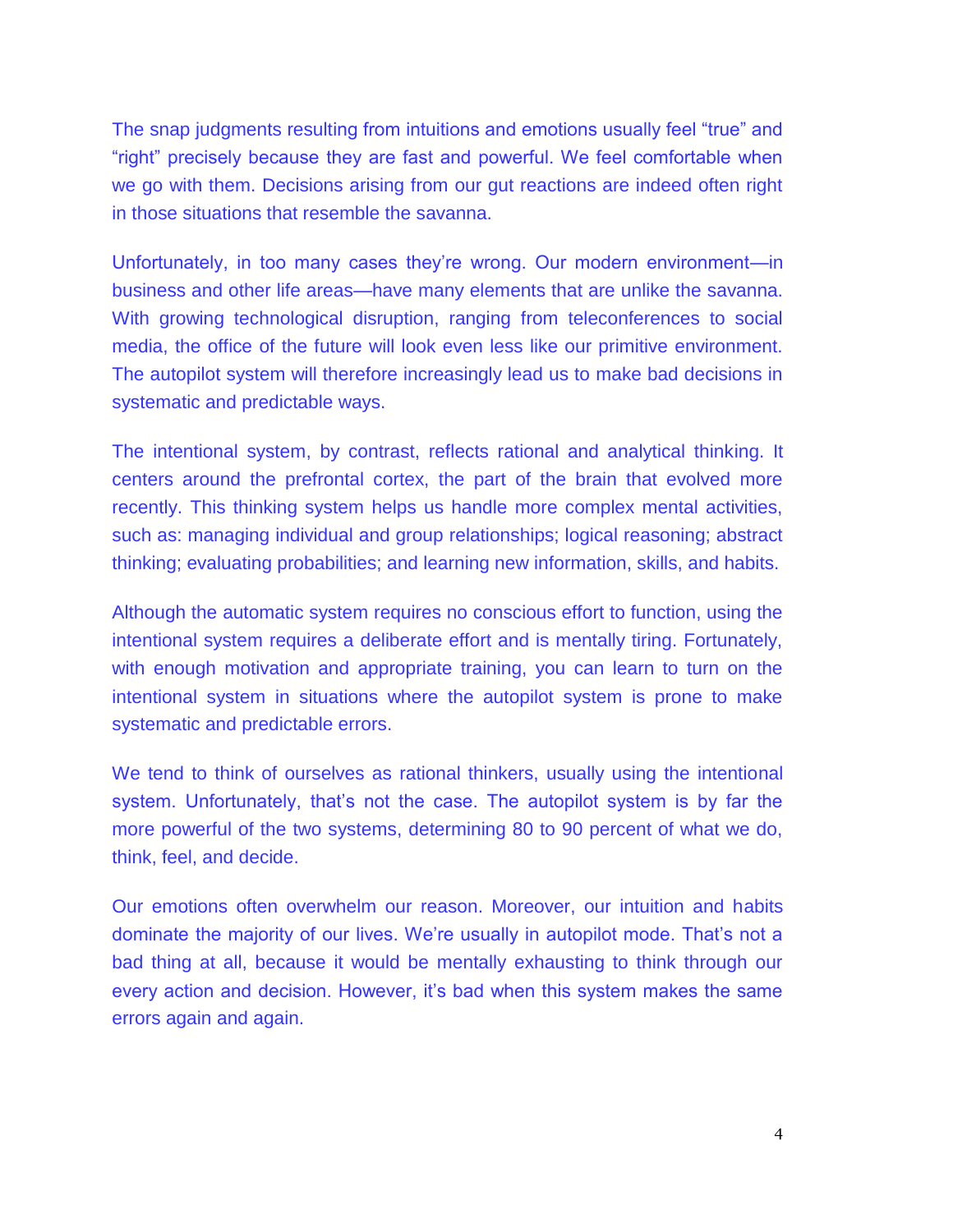The snap judgments resulting from intuitions and emotions usually feel “true” and “right” precisely because they are fast and powerful. We feel comfortable when we go with them. Decisions arising from our gut reactions are indeed often right in those situations that resemble the savanna.

Unfortunately, in too many cases they’re wrong. Our modern environment—in business and other life areas—have many elements that are unlike the savanna. With growing technological disruption, ranging from teleconferences to social media, the office of the future will look even less like our primitive environment. The autopilot system will therefore increasingly lead us to make bad decisions in systematic and predictable ways.

The intentional system, by contrast, reflects rational and analytical thinking. It centers around the prefrontal cortex, the part of the brain that evolved more recently. This thinking system helps us handle more complex mental activities, such as: managing individual and group relationships; logical reasoning; abstract thinking; evaluating probabilities; and learning new information, skills, and habits.

Although the automatic system requires no conscious effort to function, using the intentional system requires a deliberate effort and is mentally tiring. Fortunately, with enough motivation and appropriate training, you can learn to turn on the intentional system in situations where the autopilot system is prone to make systematic and predictable errors.

We tend to think of ourselves as rational thinkers, usually using the intentional system. Unfortunately, that’s not the case. The autopilot system is by far the more powerful of the two systems, determining 80 to 90 percent of what we do, think, feel, and decide.

Our emotions often overwhelm our reason. Moreover, our intuition and habits dominate the majority of our lives. We’re usually in autopilot mode. That’s not a bad thing at all, because it would be mentally exhausting to think through our every action and decision. However, it’s bad when this system makes the same errors again and again.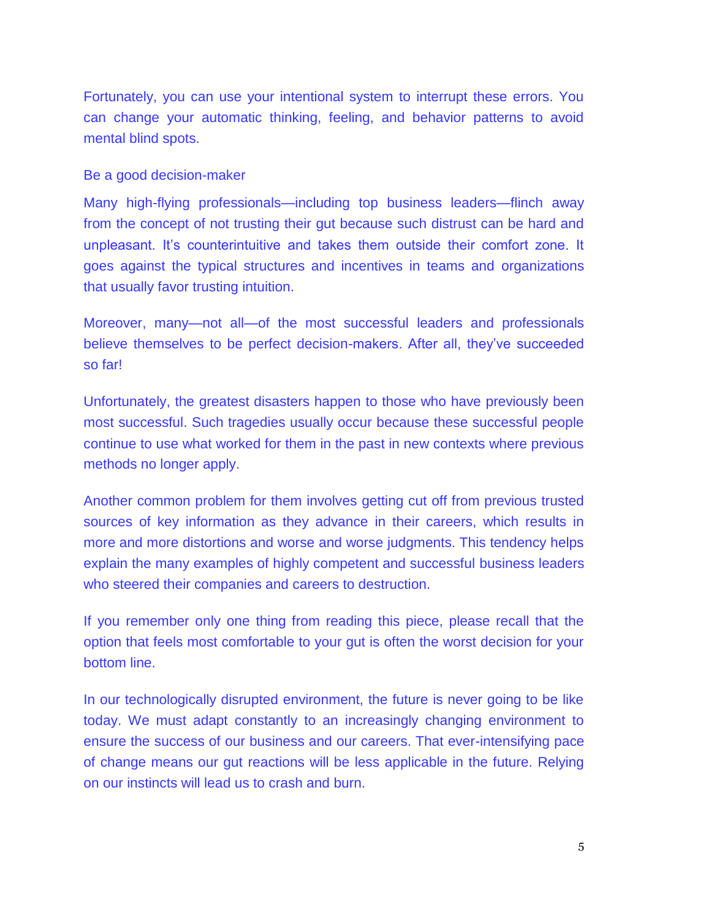Fortunately, you can use your intentional system to interrupt these errors. You can change your automatic thinking, feeling, and behavior patterns to avoid mental blind spots.

## Be a good decision-maker

Many high-flying professionals—including top business leaders—flinch away from the concept of not trusting their gut because such distrust can be hard and unpleasant. It's counterintuitive and takes them outside their comfort zone. It goes against the typical structures and incentives in teams and organizations that usually favor trusting intuition.

Moreover, many—not all—of the most successful leaders and professionals believe themselves to be perfect decision-makers. After all, they've succeeded so far!

Unfortunately, the greatest disasters happen to those who have previously been most successful. Such tragedies usually occur because these successful people continue to use what worked for them in the past in new contexts where previous methods no longer apply.

Another common problem for them involves getting cut off from previous trusted sources of key information as they advance in their careers, which results in more and more distortions and worse and worse judgments. This tendency helps explain the many examples of highly competent and successful business leaders who steered their companies and careers to destruction.

If you remember only one thing from reading this piece, please recall that the option that feels most comfortable to your gut is often the worst decision for your bottom line.

In our technologically disrupted environment, the future is never going to be like today. We must adapt constantly to an increasingly changing environment to ensure the success of our business and our careers. That ever-intensifying pace of change means our gut reactions will be less applicable in the future. Relying on our instincts will lead us to crash and burn.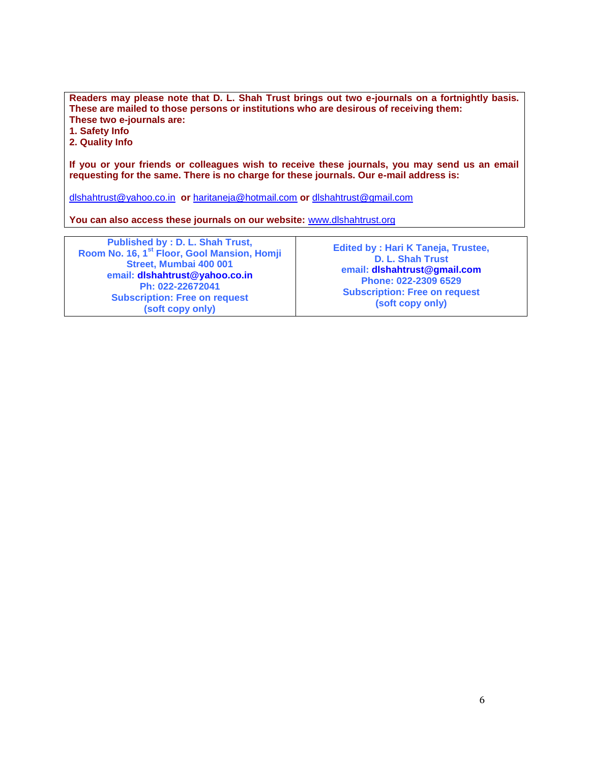**Readers may please note that D. L. Shah Trust brings out two e-journals on a fortnightly basis. These are mailed to those persons or institutions who are desirous of receiving them:**
**These two e-journals are:**
**1. Safety Info**
**2. Quality Info**

**If you or your friends or colleagues wish to receive these journals, you may send us an email requesting for the same. There is no charge for these journals. Our e-mail address is:**

dlshahtrust@yahoo.co.in **or** haritaneja@hotmail.com **or** dlshahtrust@gmail.com

**You can also access these journals on our website:** www.dlshahtrust.org

| | |
|---|---|
| **Published by : D. L. Shah Trust, Room No. 16, 1st Floor, Gool Mansion, Homji Street, Mumbai 400 001**<br>**email: dlshahtrust@yahoo.co.in**<br>**Ph: 022-22672041**<br>**Subscription: Free on request (soft copy only)** | **Edited by : Hari K Taneja, Trustee, D. L. Shah Trust**<br>**email: dlshahtrust@gmail.com**<br>**Phone: 022-2309 6529**<br>**Subscription: Free on request (soft copy only)** |